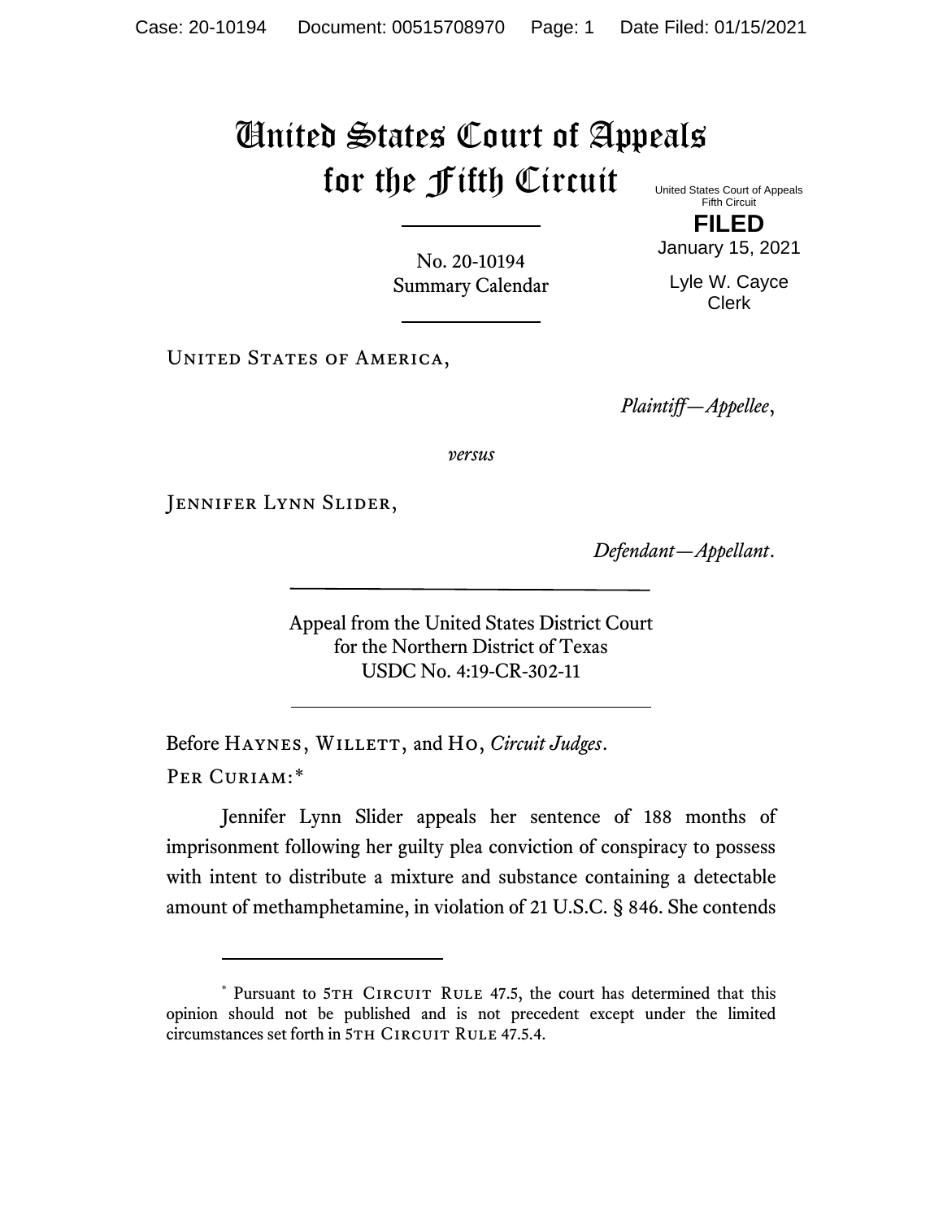# United States Court of Appeals for the Fifth Circuit

United States Court of Appeals
Fifth Circuit

**FILED**

January 15, 2021

Lyle W. Cayce
Clerk

No. 20-10194
Summary Calendar

United States of America,

*Plaintiff—Appellee*,

*versus*

Jennifer Lynn Slider,

*Defendant—Appellant*.

Appeal from the United States District Court
for the Northern District of Texas
USDC No. 4:19-CR-302-11

Before Haynes, Willett, and Ho, *Circuit Judges*.

Per Curiam:*

Jennifer Lynn Slider appeals her sentence of 188 months of imprisonment following her guilty plea conviction of conspiracy to possess with intent to distribute a mixture and substance containing a detectable amount of methamphetamine, in violation of 21 U.S.C. § 846. She contends

---

\* Pursuant to 5th Circuit Rule 47.5, the court has determined that this opinion should not be published and is not precedent except under the limited circumstances set forth in 5th Circuit Rule 47.5.4.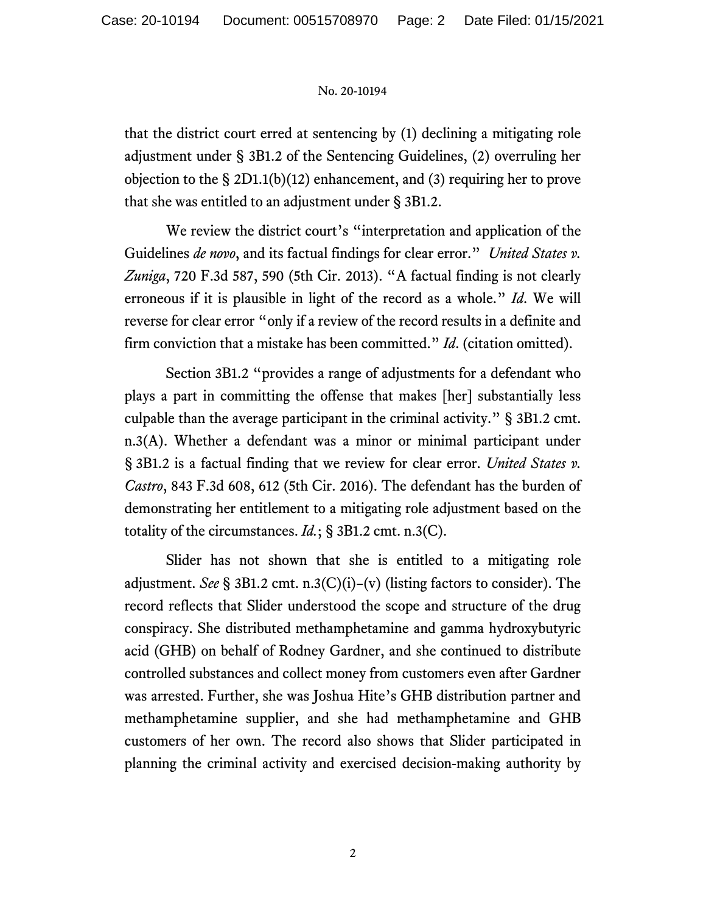that the district court erred at sentencing by (1) declining a mitigating role adjustment under § 3B1.2 of the Sentencing Guidelines, (2) overruling her objection to the § 2D1.1(b)(12) enhancement, and (3) requiring her to prove that she was entitled to an adjustment under § 3B1.2.

We review the district court's "interpretation and application of the Guidelines *de novo*, and its factual findings for clear error." *United States v. Zuniga*, 720 F.3d 587, 590 (5th Cir. 2013). "A factual finding is not clearly erroneous if it is plausible in light of the record as a whole." *Id*. We will reverse for clear error "only if a review of the record results in a definite and firm conviction that a mistake has been committed." *Id*. (citation omitted).

Section 3B1.2 "provides a range of adjustments for a defendant who plays a part in committing the offense that makes [her] substantially less culpable than the average participant in the criminal activity." § 3B1.2 cmt. n.3(A). Whether a defendant was a minor or minimal participant under § 3B1.2 is a factual finding that we review for clear error. *United States v. Castro*, 843 F.3d 608, 612 (5th Cir. 2016). The defendant has the burden of demonstrating her entitlement to a mitigating role adjustment based on the totality of the circumstances. *Id.*; § 3B1.2 cmt. n.3(C).

Slider has not shown that she is entitled to a mitigating role adjustment. *See* § 3B1.2 cmt. n.3(C)(i)–(v) (listing factors to consider). The record reflects that Slider understood the scope and structure of the drug conspiracy. She distributed methamphetamine and gamma hydroxybutyric acid (GHB) on behalf of Rodney Gardner, and she continued to distribute controlled substances and collect money from customers even after Gardner was arrested. Further, she was Joshua Hite's GHB distribution partner and methamphetamine supplier, and she had methamphetamine and GHB customers of her own. The record also shows that Slider participated in planning the criminal activity and exercised decision-making authority by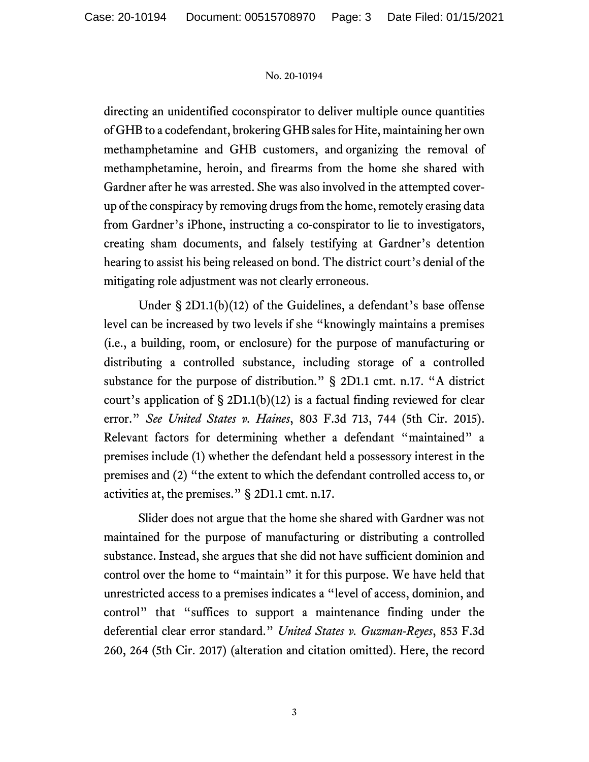directing an unidentified coconspirator to deliver multiple ounce quantities of GHB to a codefendant, brokering GHB sales for Hite, maintaining her own methamphetamine and GHB customers, and organizing the removal of methamphetamine, heroin, and firearms from the home she shared with Gardner after he was arrested. She was also involved in the attempted cover-up of the conspiracy by removing drugs from the home, remotely erasing data from Gardner's iPhone, instructing a co-conspirator to lie to investigators, creating sham documents, and falsely testifying at Gardner's detention hearing to assist his being released on bond. The district court's denial of the mitigating role adjustment was not clearly erroneous.

Under § 2D1.1(b)(12) of the Guidelines, a defendant's base offense level can be increased by two levels if she "knowingly maintains a premises (i.e., a building, room, or enclosure) for the purpose of manufacturing or distributing a controlled substance, including storage of a controlled substance for the purpose of distribution." § 2D1.1 cmt. n.17. "A district court's application of § 2D1.1(b)(12) is a factual finding reviewed for clear error." *See United States v. Haines*, 803 F.3d 713, 744 (5th Cir. 2015). Relevant factors for determining whether a defendant "maintained" a premises include (1) whether the defendant held a possessory interest in the premises and (2) "the extent to which the defendant controlled access to, or activities at, the premises." § 2D1.1 cmt. n.17.

Slider does not argue that the home she shared with Gardner was not maintained for the purpose of manufacturing or distributing a controlled substance. Instead, she argues that she did not have sufficient dominion and control over the home to "maintain" it for this purpose. We have held that unrestricted access to a premises indicates a "level of access, dominion, and control" that "suffices to support a maintenance finding under the deferential clear error standard." *United States v. Guzman-Reyes*, 853 F.3d 260, 264 (5th Cir. 2017) (alteration and citation omitted). Here, the record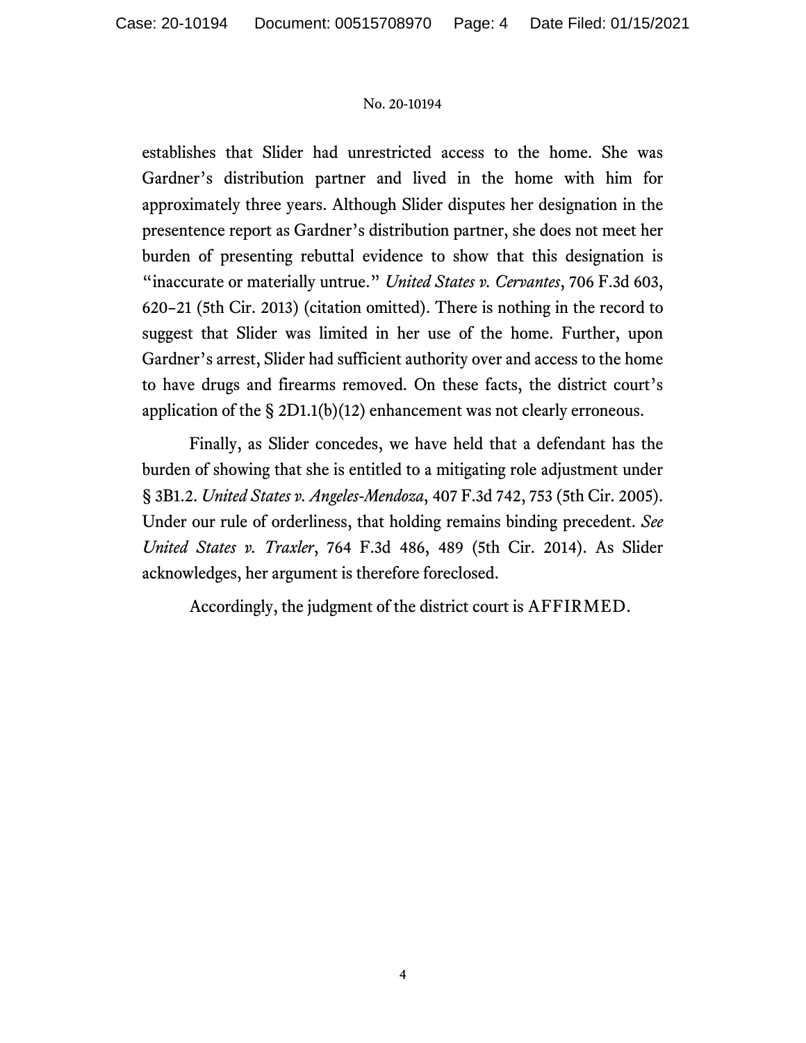establishes that Slider had unrestricted access to the home. She was Gardner's distribution partner and lived in the home with him for approximately three years. Although Slider disputes her designation in the presentence report as Gardner's distribution partner, she does not meet her burden of presenting rebuttal evidence to show that this designation is "inaccurate or materially untrue." *United States v. Cervantes*, 706 F.3d 603, 620–21 (5th Cir. 2013) (citation omitted). There is nothing in the record to suggest that Slider was limited in her use of the home. Further, upon Gardner's arrest, Slider had sufficient authority over and access to the home to have drugs and firearms removed. On these facts, the district court's application of the § 2D1.1(b)(12) enhancement was not clearly erroneous.

Finally, as Slider concedes, we have held that a defendant has the burden of showing that she is entitled to a mitigating role adjustment under § 3B1.2. *United States v. Angeles-Mendoza*, 407 F.3d 742, 753 (5th Cir. 2005). Under our rule of orderliness, that holding remains binding precedent. *See United States v. Traxler*, 764 F.3d 486, 489 (5th Cir. 2014). As Slider acknowledges, her argument is therefore foreclosed.

Accordingly, the judgment of the district court is AFFIRMED.